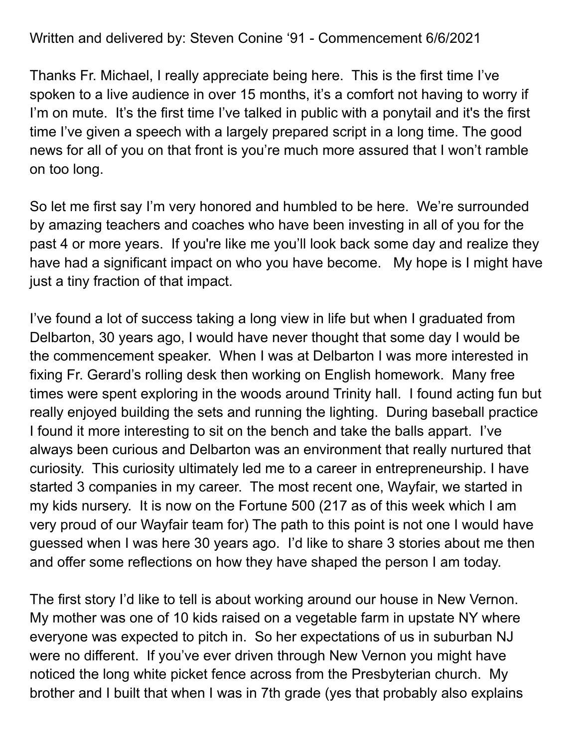Written and delivered by: Steven Conine '91 - Commencement 6/6/2021

Thanks Fr. Michael, I really appreciate being here. This is the first time I've spoken to a live audience in over 15 months, it's a comfort not having to worry if I'm on mute. It's the first time I've talked in public with a ponytail and it's the first time I've given a speech with a largely prepared script in a long time. The good news for all of you on that front is you're much more assured that I won't ramble on too long.

So let me first say I'm very honored and humbled to be here. We're surrounded by amazing teachers and coaches who have been investing in all of you for the past 4 or more years. If you're like me you'll look back some day and realize they have had a significant impact on who you have become. My hope is I might have just a tiny fraction of that impact.

I've found a lot of success taking a long view in life but when I graduated from Delbarton, 30 years ago, I would have never thought that some day I would be the commencement speaker. When I was at Delbarton I was more interested in fixing Fr. Gerard's rolling desk then working on English homework. Many free times were spent exploring in the woods around Trinity hall. I found acting fun but really enjoyed building the sets and running the lighting. During baseball practice I found it more interesting to sit on the bench and take the balls appart. I've always been curious and Delbarton was an environment that really nurtured that curiosity. This curiosity ultimately led me to a career in entrepreneurship. I have started 3 companies in my career. The most recent one, Wayfair, we started in my kids nursery. It is now on the Fortune 500 (217 as of this week which I am very proud of our Wayfair team for) The path to this point is not one I would have guessed when I was here 30 years ago. I'd like to share 3 stories about me then and offer some reflections on how they have shaped the person I am today.

The first story I'd like to tell is about working around our house in New Vernon. My mother was one of 10 kids raised on a vegetable farm in upstate NY where everyone was expected to pitch in. So her expectations of us in suburban NJ were no different. If you've ever driven through New Vernon you might have noticed the long white picket fence across from the Presbyterian church. My brother and I built that when I was in 7th grade (yes that probably also explains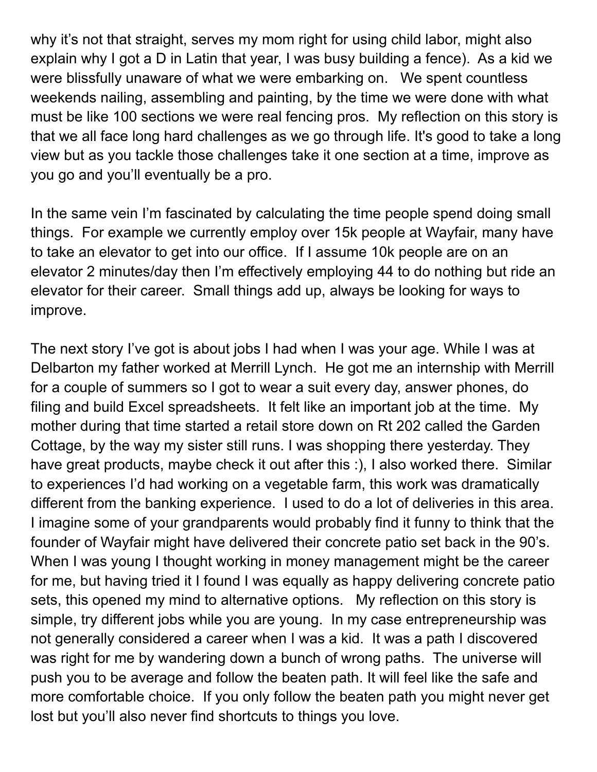why it's not that straight, serves my mom right for using child labor, might also explain why I got a D in Latin that year, I was busy building a fence). As a kid we were blissfully unaware of what we were embarking on. We spent countless weekends nailing, assembling and painting, by the time we were done with what must be like 100 sections we were real fencing pros. My reflection on this story is that we all face long hard challenges as we go through life. It's good to take a long view but as you tackle those challenges take it one section at a time, improve as you go and you'll eventually be a pro.

In the same vein I'm fascinated by calculating the time people spend doing small things. For example we currently employ over 15k people at Wayfair, many have to take an elevator to get into our office. If I assume 10k people are on an elevator 2 minutes/day then I'm effectively employing 44 to do nothing but ride an elevator for their career. Small things add up, always be looking for ways to improve.

The next story I've got is about jobs I had when I was your age. While I was at Delbarton my father worked at Merrill Lynch. He got me an internship with Merrill for a couple of summers so I got to wear a suit every day, answer phones, do filing and build Excel spreadsheets. It felt like an important job at the time. My mother during that time started a retail store down on Rt 202 called the Garden Cottage, by the way my sister still runs. I was shopping there yesterday. They have great products, maybe check it out after this :), I also worked there. Similar to experiences I'd had working on a vegetable farm, this work was dramatically different from the banking experience. I used to do a lot of deliveries in this area. I imagine some of your grandparents would probably find it funny to think that the founder of Wayfair might have delivered their concrete patio set back in the 90's. When I was young I thought working in money management might be the career for me, but having tried it I found I was equally as happy delivering concrete patio sets, this opened my mind to alternative options. My reflection on this story is simple, try different jobs while you are young. In my case entrepreneurship was not generally considered a career when I was a kid. It was a path I discovered was right for me by wandering down a bunch of wrong paths. The universe will push you to be average and follow the beaten path. It will feel like the safe and more comfortable choice. If you only follow the beaten path you might never get lost but you'll also never find shortcuts to things you love.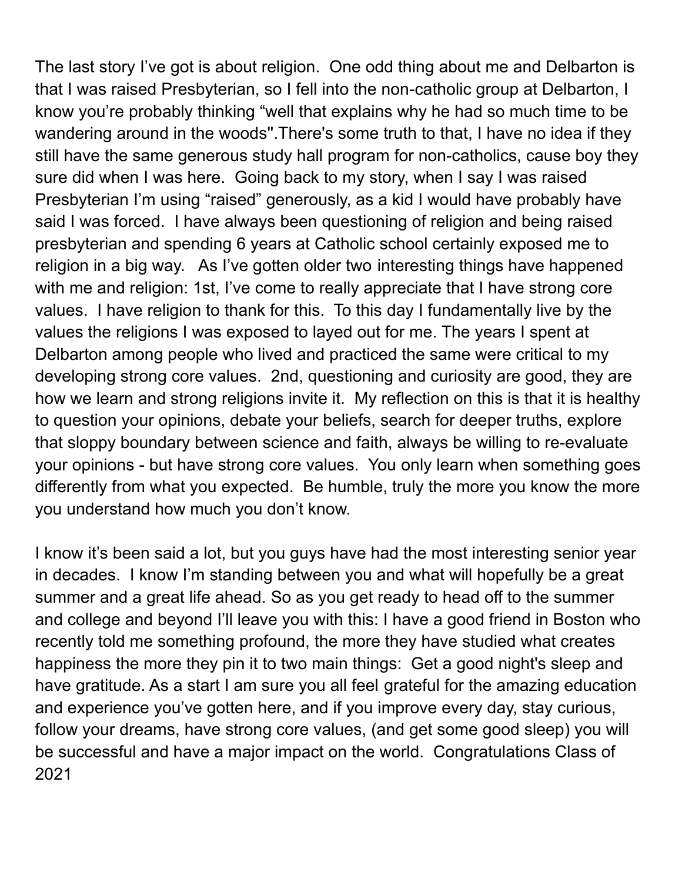The last story I've got is about religion. One odd thing about me and Delbarton is that I was raised Presbyterian, so I fell into the non-catholic group at Delbarton, I know you're probably thinking "well that explains why he had so much time to be wandering around in the woods".There's some truth to that, I have no idea if they still have the same generous study hall program for non-catholics, cause boy they sure did when I was here. Going back to my story, when I say I was raised Presbyterian I'm using "raised" generously, as a kid I would have probably have said I was forced. I have always been questioning of religion and being raised presbyterian and spending 6 years at Catholic school certainly exposed me to religion in a big way. As I've gotten older two interesting things have happened with me and religion: 1st, I've come to really appreciate that I have strong core values. I have religion to thank for this. To this day I fundamentally live by the values the religions I was exposed to layed out for me. The years I spent at Delbarton among people who lived and practiced the same were critical to my developing strong core values. 2nd, questioning and curiosity are good, they are how we learn and strong religions invite it. My reflection on this is that it is healthy to question your opinions, debate your beliefs, search for deeper truths, explore that sloppy boundary between science and faith, always be willing to re-evaluate your opinions - but have strong core values. You only learn when something goes differently from what you expected. Be humble, truly the more you know the more you understand how much you don't know.

I know it's been said a lot, but you guys have had the most interesting senior year in decades. I know I'm standing between you and what will hopefully be a great summer and a great life ahead. So as you get ready to head off to the summer and college and beyond I'll leave you with this: I have a good friend in Boston who recently told me something profound, the more they have studied what creates happiness the more they pin it to two main things: Get a good night's sleep and have gratitude. As a start I am sure you all feel grateful for the amazing education and experience you've gotten here, and if you improve every day, stay curious, follow your dreams, have strong core values, (and get some good sleep) you will be successful and have a major impact on the world. Congratulations Class of 2021